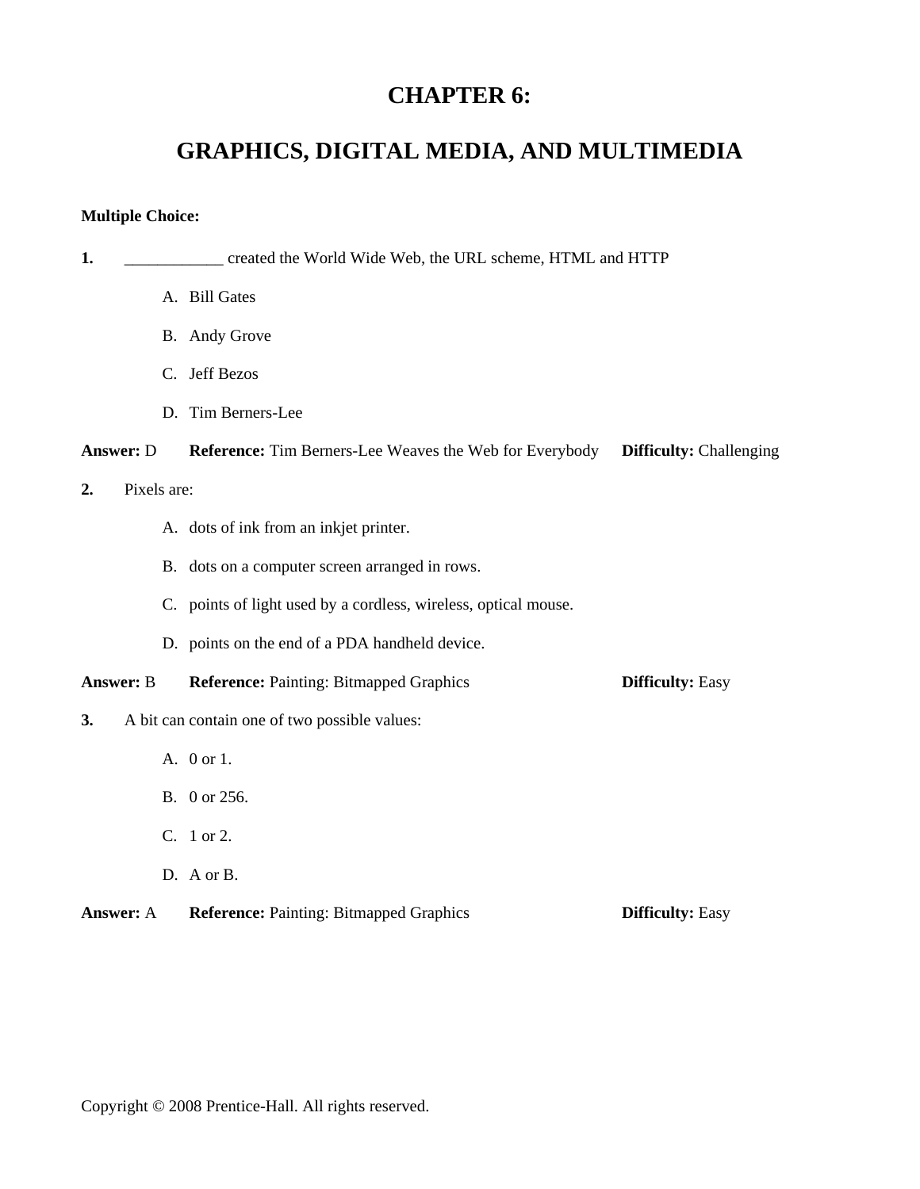# CHAPTER 6:

# GRAPHICS, DIGITAL MEDIA, AND MULTIMEDIA

**Multiple Choice:**

**1.** ____________ created the World Wide Web, the URL scheme, HTML and HTTP

A. Bill Gates

B. Andy Grove

C. Jeff Bezos

D. Tim Berners-Lee

**Answer:** D **Reference:** Tim Berners-Lee Weaves the Web for Everybody **Difficulty:** Challenging

**2.** Pixels are:

A. dots of ink from an inkjet printer.

B. dots on a computer screen arranged in rows.

C. points of light used by a cordless, wireless, optical mouse.

D. points on the end of a PDA handheld device.

**Answer:** B **Reference:** Painting: Bitmapped Graphics **Difficulty:** Easy

**3.** A bit can contain one of two possible values:

A. 0 or 1.

B. 0 or 256.

C. 1 or 2.

D. A or B.

**Answer:** A **Reference:** Painting: Bitmapped Graphics **Difficulty:** Easy

Copyright © 2008 Prentice-Hall. All rights reserved.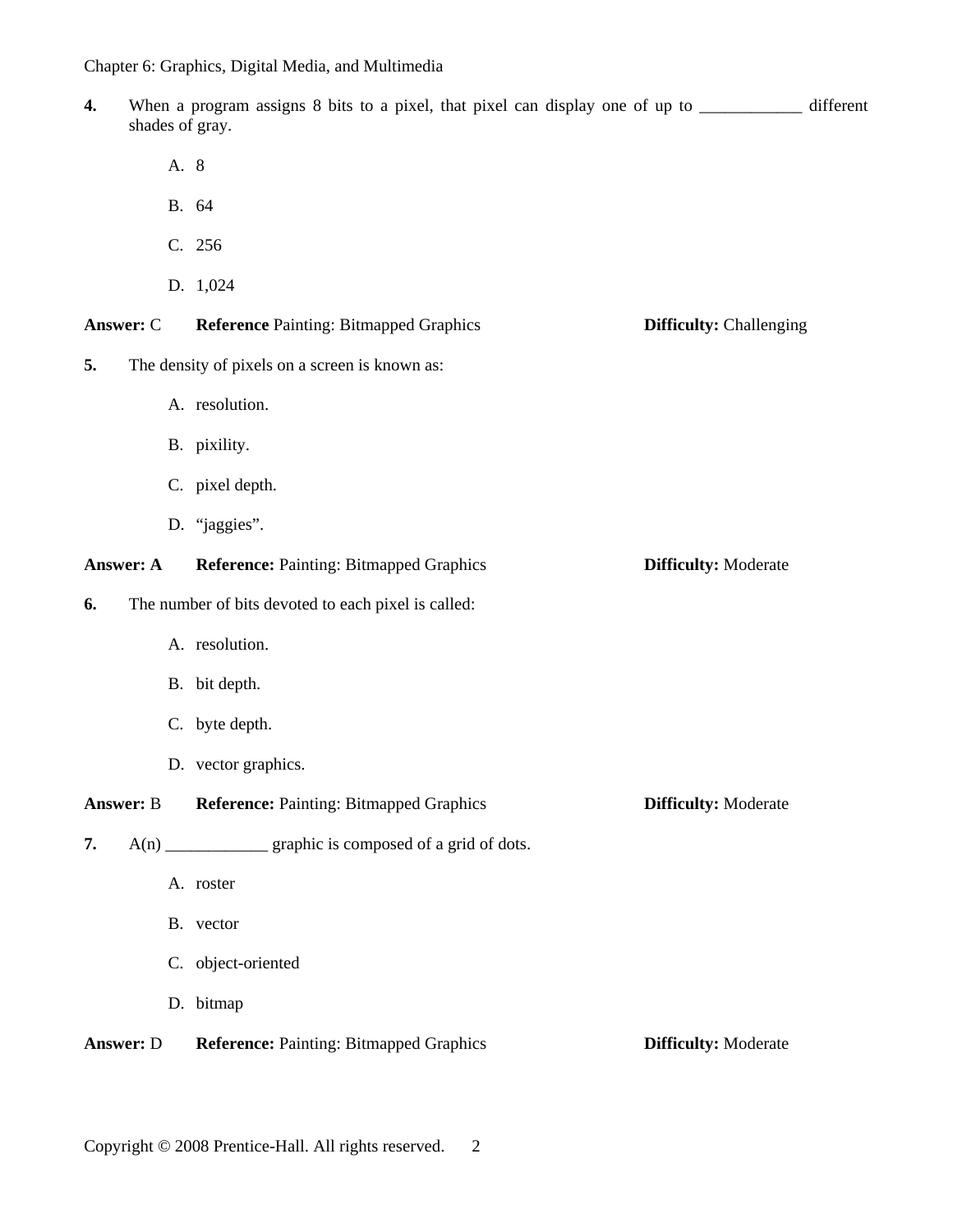**4.** When a program assigns 8 bits to a pixel, that pixel can display one of up to ____________ different shades of gray.

A. 8

B. 64

C. 256

D. 1,024

**Answer:** C **Reference** Painting: Bitmapped Graphics **Difficulty:** Challenging

**5.** The density of pixels on a screen is known as:

A. resolution.

B. pixility.

C. pixel depth.

D. “jaggies”.

**Answer: A** **Reference:** Painting: Bitmapped Graphics **Difficulty:** Moderate

**6.** The number of bits devoted to each pixel is called:

A. resolution.

B. bit depth.

C. byte depth.

D. vector graphics.

**Answer:** B **Reference:** Painting: Bitmapped Graphics **Difficulty:** Moderate

**7.** A(n) ____________ graphic is composed of a grid of dots.

A. roster

B. vector

C. object-oriented

D. bitmap

**Answer:** D **Reference:** Painting: Bitmapped Graphics **Difficulty:** Moderate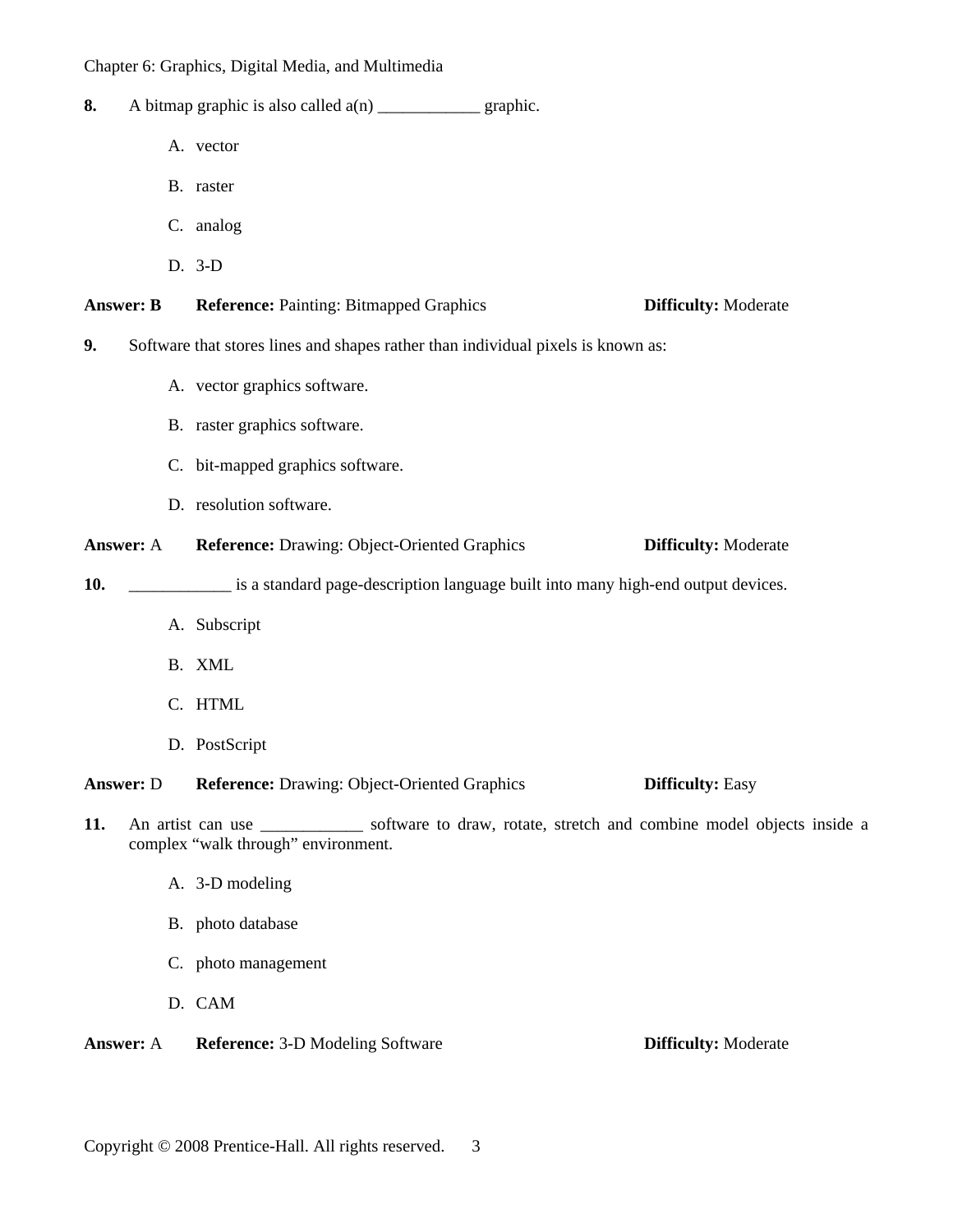**8.** A bitmap graphic is also called a(n) ____________ graphic.

A. vector

B. raster

C. analog

D. 3-D

**Answer: B** **Reference:** Painting: Bitmapped Graphics **Difficulty:** Moderate

**9.** Software that stores lines and shapes rather than individual pixels is known as:

A. vector graphics software.

B. raster graphics software.

C. bit-mapped graphics software.

D. resolution software.

**Answer:** A **Reference:** Drawing: Object-Oriented Graphics **Difficulty:** Moderate

**10.** ____________ is a standard page-description language built into many high-end output devices.

A. Subscript

B. XML

C. HTML

D. PostScript

**Answer:** D **Reference:** Drawing: Object-Oriented Graphics **Difficulty:** Easy

**11.** An artist can use ____________ software to draw, rotate, stretch and combine model objects inside a complex "walk through" environment.

A. 3-D modeling

B. photo database

C. photo management

D. CAM

**Answer:** A **Reference:** 3-D Modeling Software **Difficulty:** Moderate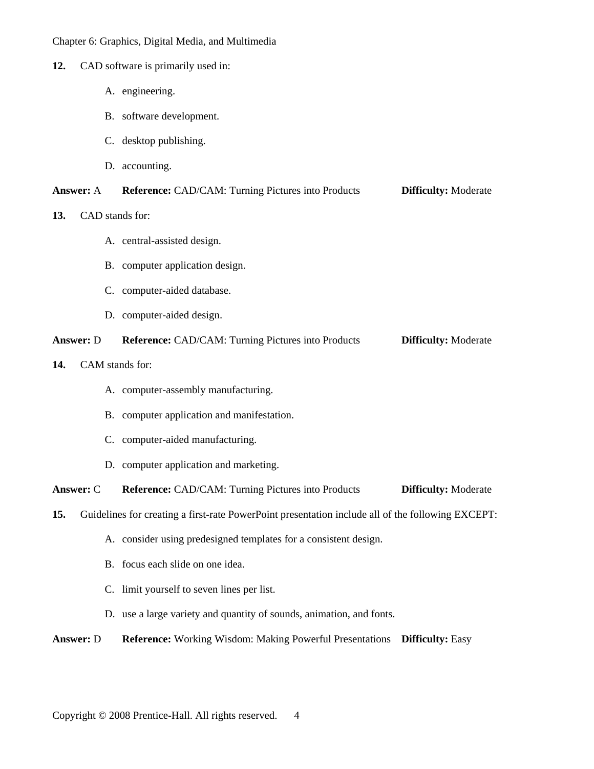**12.** CAD software is primarily used in:

A. engineering.

B. software development.

C. desktop publishing.

D. accounting.

**Answer:** A **Reference:** CAD/CAM: Turning Pictures into Products **Difficulty:** Moderate

**13.** CAD stands for:

A. central-assisted design.

B. computer application design.

C. computer-aided database.

D. computer-aided design.

**Answer:** D **Reference:** CAD/CAM: Turning Pictures into Products **Difficulty:** Moderate

**14.** CAM stands for:

A. computer-assembly manufacturing.

B. computer application and manifestation.

C. computer-aided manufacturing.

D. computer application and marketing.

**Answer:** C **Reference:** CAD/CAM: Turning Pictures into Products **Difficulty:** Moderate

**15.** Guidelines for creating a first-rate PowerPoint presentation include all of the following EXCEPT:

A. consider using predesigned templates for a consistent design.

B. focus each slide on one idea.

C. limit yourself to seven lines per list.

D. use a large variety and quantity of sounds, animation, and fonts.

**Answer:** D **Reference:** Working Wisdom: Making Powerful Presentations **Difficulty:** Easy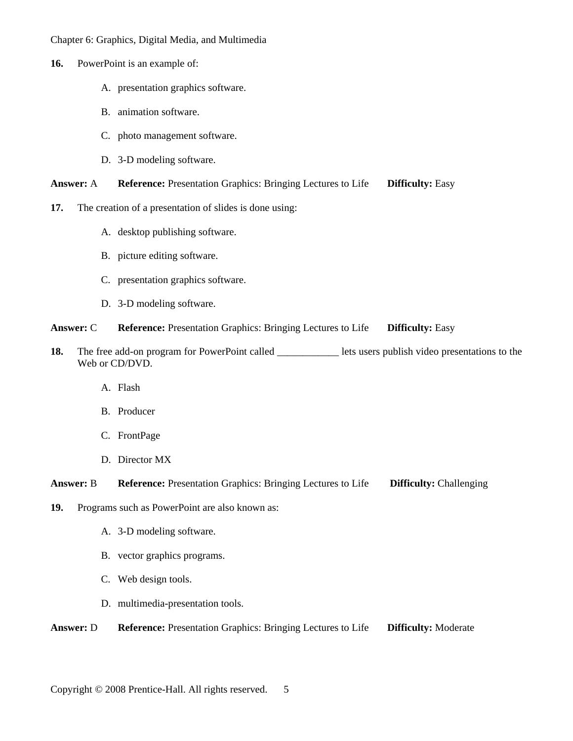**16.** PowerPoint is an example of:

A. presentation graphics software.

B. animation software.

C. photo management software.

D. 3-D modeling software.

**Answer:** A **Reference:** Presentation Graphics: Bringing Lectures to Life **Difficulty:** Easy

**17.** The creation of a presentation of slides is done using:

A. desktop publishing software.

B. picture editing software.

C. presentation graphics software.

D. 3-D modeling software.

**Answer:** C **Reference:** Presentation Graphics: Bringing Lectures to Life **Difficulty:** Easy

**18.** The free add-on program for PowerPoint called ____________ lets users publish video presentations to the Web or CD/DVD.

A. Flash

B. Producer

C. FrontPage

D. Director MX

**Answer:** B **Reference:** Presentation Graphics: Bringing Lectures to Life **Difficulty:** Challenging

**19.** Programs such as PowerPoint are also known as:

A. 3-D modeling software.

B. vector graphics programs.

C. Web design tools.

D. multimedia-presentation tools.

**Answer:** D **Reference:** Presentation Graphics: Bringing Lectures to Life **Difficulty:** Moderate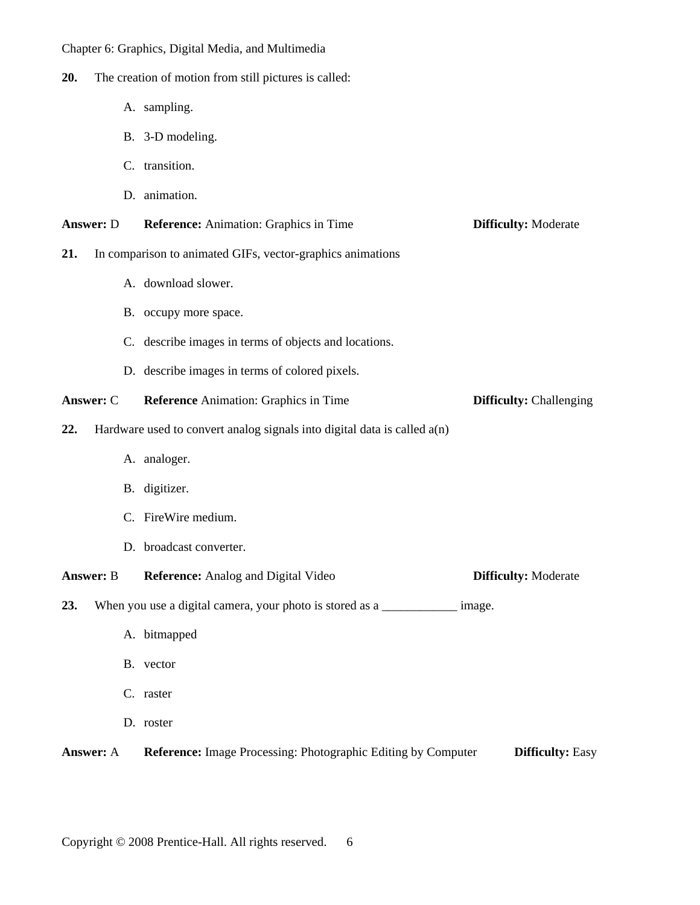**20.** The creation of motion from still pictures is called:

A. sampling.

B. 3-D modeling.

C. transition.

D. animation.

**Answer:** D **Reference:** Animation: Graphics in Time **Difficulty:** Moderate

**21.** In comparison to animated GIFs, vector-graphics animations

A. download slower.

B. occupy more space.

C. describe images in terms of objects and locations.

D. describe images in terms of colored pixels.

**Answer:** C **Reference** Animation: Graphics in Time **Difficulty:** Challenging

**22.** Hardware used to convert analog signals into digital data is called a(n)

A. analoger.

B. digitizer.

C. FireWire medium.

D. broadcast converter.

**Answer:** B **Reference:** Analog and Digital Video **Difficulty:** Moderate

**23.** When you use a digital camera, your photo is stored as a ____________ image.

A. bitmapped

B. vector

C. raster

D. roster

**Answer:** A **Reference:** Image Processing: Photographic Editing by Computer **Difficulty:** Easy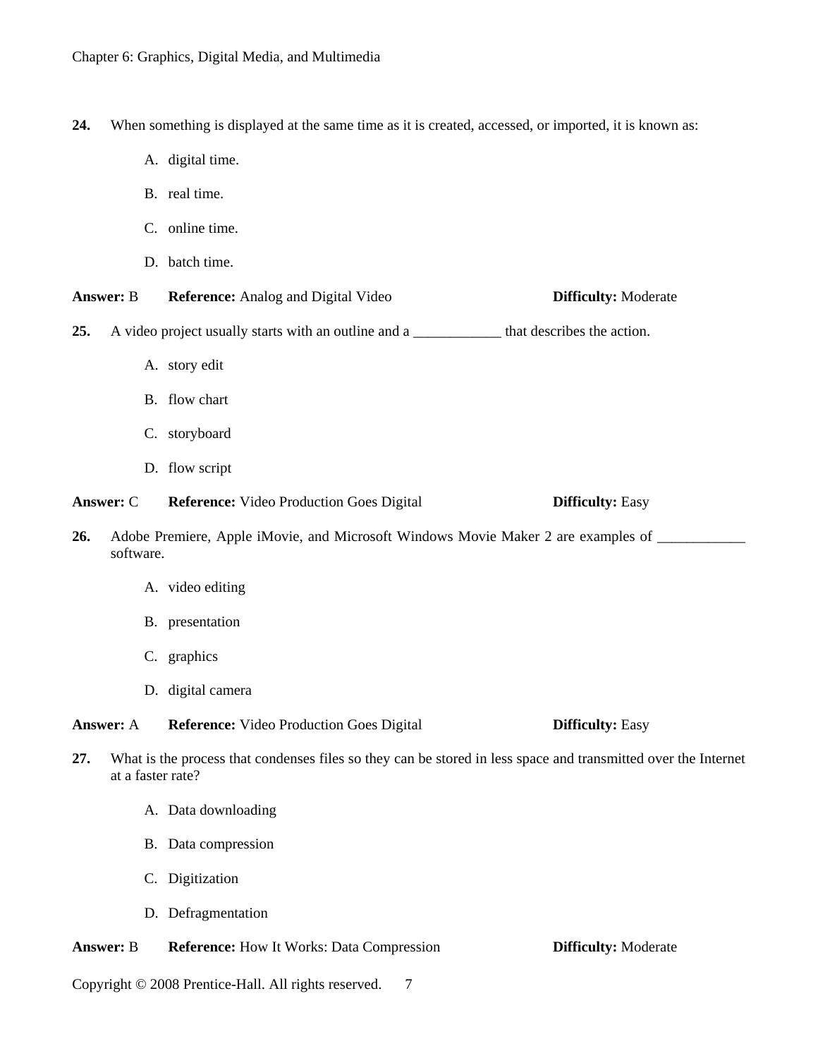**24.** When something is displayed at the same time as it is created, accessed, or imported, it is known as:

A. digital time.

B. real time.

C. online time.

D. batch time.

**Answer:** B **Reference:** Analog and Digital Video **Difficulty:** Moderate

**25.** A video project usually starts with an outline and a ____________ that describes the action.

A. story edit

B. flow chart

C. storyboard

D. flow script

**Answer:** C **Reference:** Video Production Goes Digital **Difficulty:** Easy

**26.** Adobe Premiere, Apple iMovie, and Microsoft Windows Movie Maker 2 are examples of ____________ software.

A. video editing

B. presentation

C. graphics

D. digital camera

**Answer:** A **Reference:** Video Production Goes Digital **Difficulty:** Easy

**27.** What is the process that condenses files so they can be stored in less space and transmitted over the Internet at a faster rate?

A. Data downloading

B. Data compression

C. Digitization

D. Defragmentation

**Answer:** B **Reference:** How It Works: Data Compression **Difficulty:** Moderate

Copyright © 2008 Prentice-Hall. All rights reserved.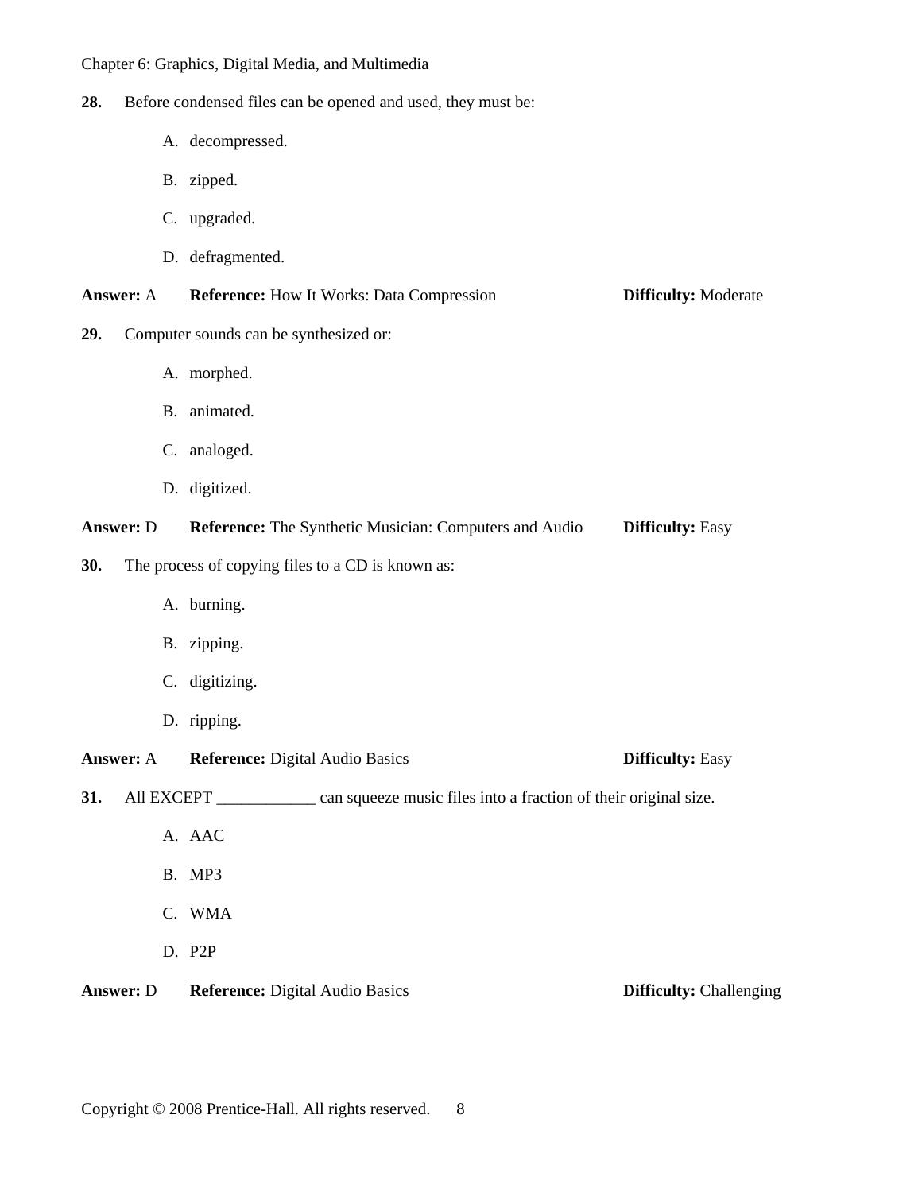**28.** Before condensed files can be opened and used, they must be:

A. decompressed.

B. zipped.

C. upgraded.

D. defragmented.

**Answer:** A **Reference:** How It Works: Data Compression **Difficulty:** Moderate

**29.** Computer sounds can be synthesized or:

A. morphed.

B. animated.

C. analoged.

D. digitized.

**Answer:** D **Reference:** The Synthetic Musician: Computers and Audio **Difficulty:** Easy

**30.** The process of copying files to a CD is known as:

A. burning.

B. zipping.

C. digitizing.

D. ripping.

**Answer:** A **Reference:** Digital Audio Basics **Difficulty:** Easy

**31.** All EXCEPT ____________ can squeeze music files into a fraction of their original size.

A. AAC

B. MP3

C. WMA

D. P2P

**Answer:** D **Reference:** Digital Audio Basics **Difficulty:** Challenging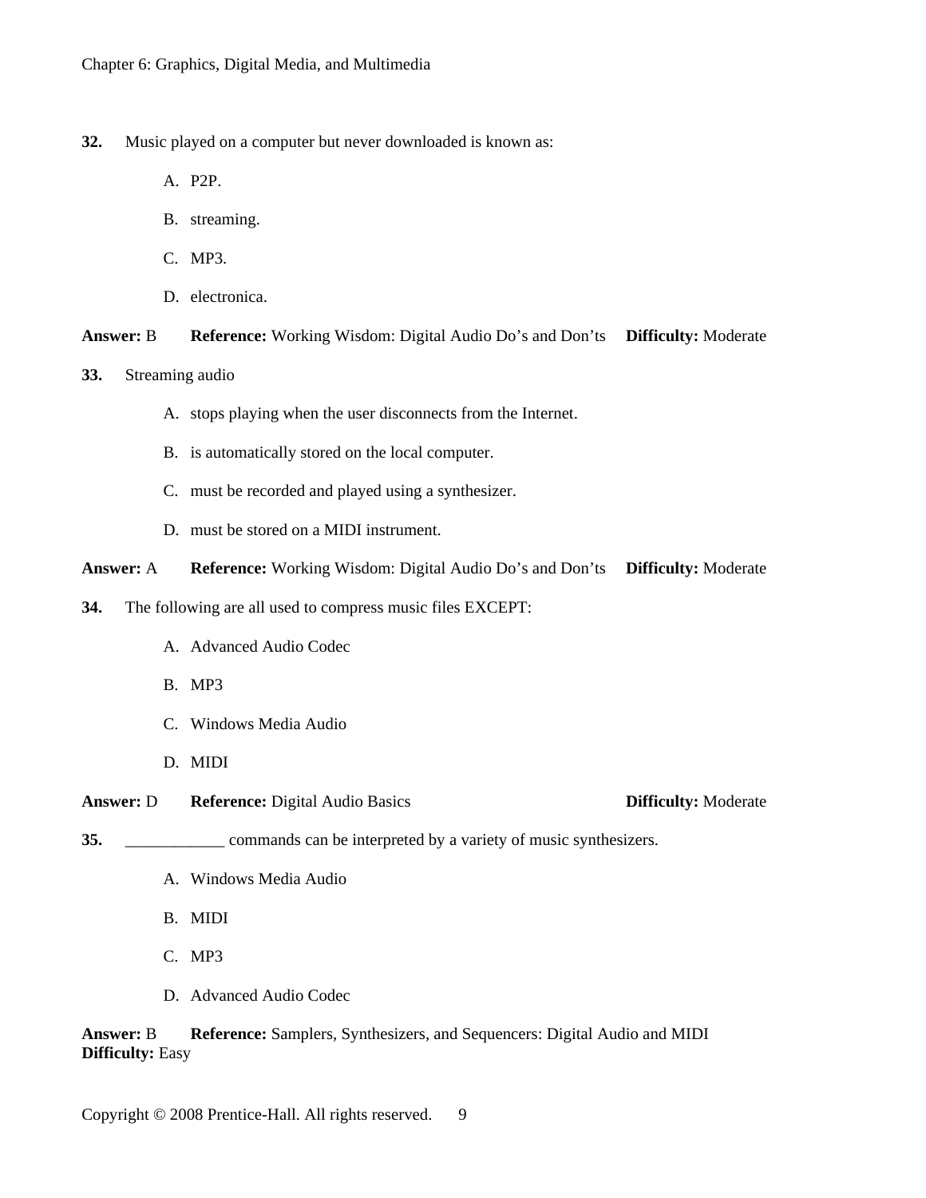**32.** Music played on a computer but never downloaded is known as:

A. P2P.

B. streaming.

C. MP3.

D. electronica.

**Answer:** B **Reference:** Working Wisdom: Digital Audio Do's and Don'ts **Difficulty:** Moderate

**33.** Streaming audio

A. stops playing when the user disconnects from the Internet.

B. is automatically stored on the local computer.

C. must be recorded and played using a synthesizer.

D. must be stored on a MIDI instrument.

**Answer:** A **Reference:** Working Wisdom: Digital Audio Do's and Don'ts **Difficulty:** Moderate

**34.** The following are all used to compress music files EXCEPT:

A. Advanced Audio Codec

B. MP3

C. Windows Media Audio

D. MIDI

**Answer:** D **Reference:** Digital Audio Basics **Difficulty:** Moderate

**35.** ____________ commands can be interpreted by a variety of music synthesizers.

A. Windows Media Audio

B. MIDI

C. MP3

D. Advanced Audio Codec

**Answer:** B **Reference:** Samplers, Synthesizers, and Sequencers: Digital Audio and MIDI
**Difficulty:** Easy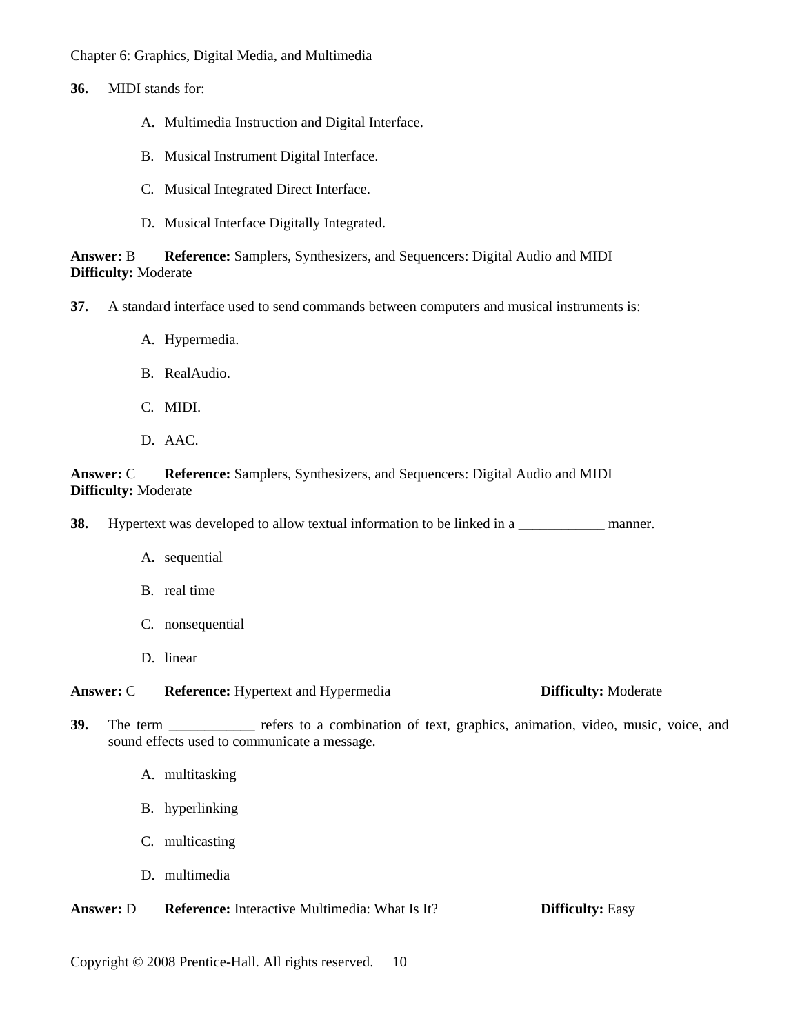**36.** MIDI stands for:

A. Multimedia Instruction and Digital Interface.

B. Musical Instrument Digital Interface.

C. Musical Integrated Direct Interface.

D. Musical Interface Digitally Integrated.

**Answer:** B **Reference:** Samplers, Synthesizers, and Sequencers: Digital Audio and MIDI
**Difficulty:** Moderate

**37.** A standard interface used to send commands between computers and musical instruments is:

A. Hypermedia.

B. RealAudio.

C. MIDI.

D. AAC.

**Answer:** C **Reference:** Samplers, Synthesizers, and Sequencers: Digital Audio and MIDI
**Difficulty:** Moderate

**38.** Hypertext was developed to allow textual information to be linked in a ____________ manner.

A. sequential

B. real time

C. nonsequential

D. linear

**Answer:** C **Reference:** Hypertext and Hypermedia **Difficulty:** Moderate

**39.** The term ____________ refers to a combination of text, graphics, animation, video, music, voice, and sound effects used to communicate a message.

A. multitasking

B. hyperlinking

C. multicasting

D. multimedia

**Answer:** D **Reference:** Interactive Multimedia: What Is It? **Difficulty:** Easy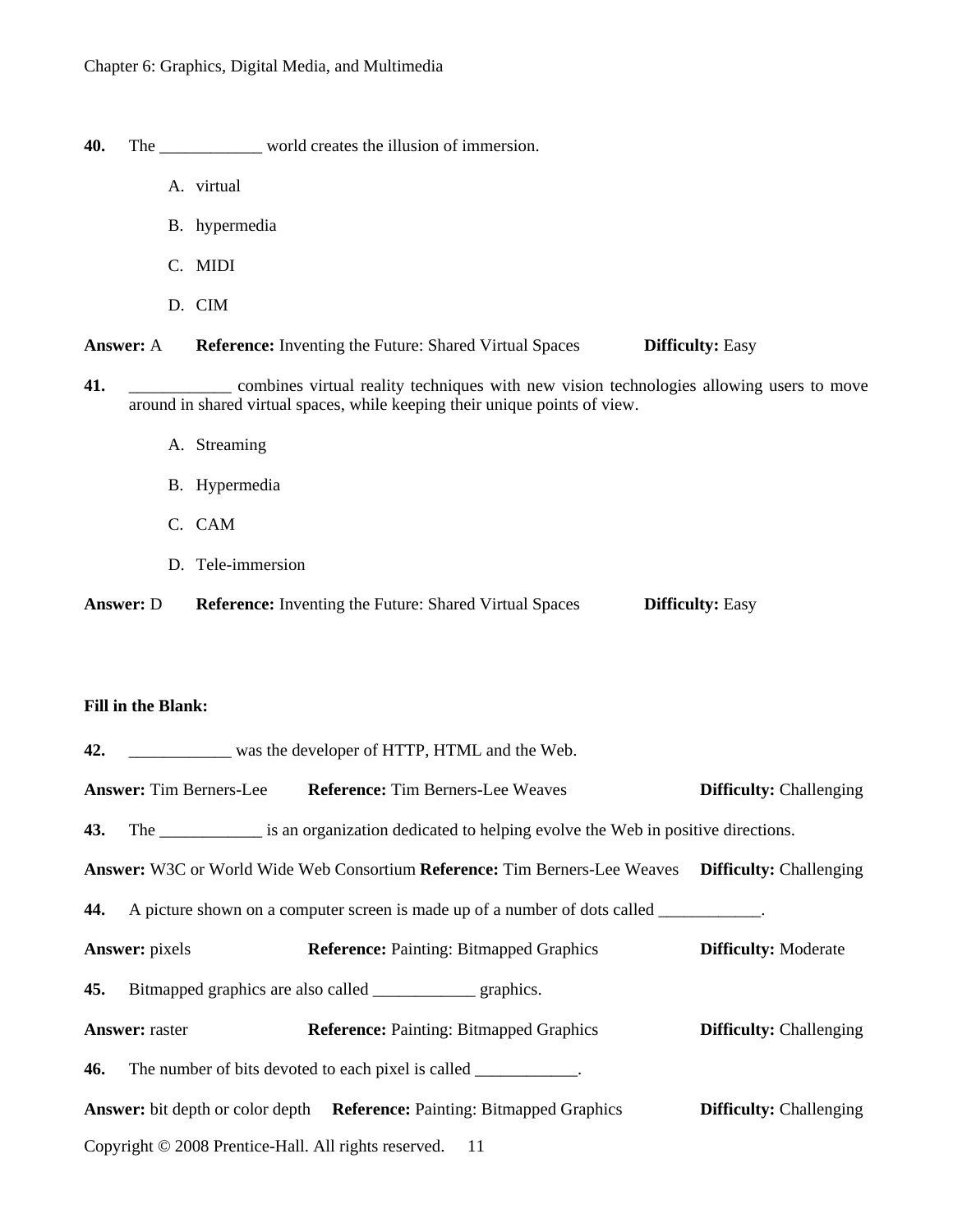**40.** The ____________ world creates the illusion of immersion.

A. virtual

B. hypermedia

C. MIDI

D. CIM

**Answer:** A **Reference:** Inventing the Future: Shared Virtual Spaces **Difficulty:** Easy

**41.** ____________ combines virtual reality techniques with new vision technologies allowing users to move around in shared virtual spaces, while keeping their unique points of view.

A. Streaming

B. Hypermedia

C. CAM

D. Tele-immersion

**Answer:** D **Reference:** Inventing the Future: Shared Virtual Spaces **Difficulty:** Easy

**Fill in the Blank:**

**42.** ____________ was the developer of HTTP, HTML and the Web.

**Answer:** Tim Berners-Lee **Reference:** Tim Berners-Lee Weaves **Difficulty:** Challenging

**43.** The ____________ is an organization dedicated to helping evolve the Web in positive directions.

**Answer:** W3C or World Wide Web Consortium **Reference:** Tim Berners-Lee Weaves **Difficulty:** Challenging

**44.** A picture shown on a computer screen is made up of a number of dots called ____________.

**Answer:** pixels **Reference:** Painting: Bitmapped Graphics **Difficulty:** Moderate

**45.** Bitmapped graphics are also called ____________ graphics.

**Answer:** raster **Reference:** Painting: Bitmapped Graphics **Difficulty:** Challenging

**46.** The number of bits devoted to each pixel is called ____________.

**Answer:** bit depth or color depth **Reference:** Painting: Bitmapped Graphics **Difficulty:** Challenging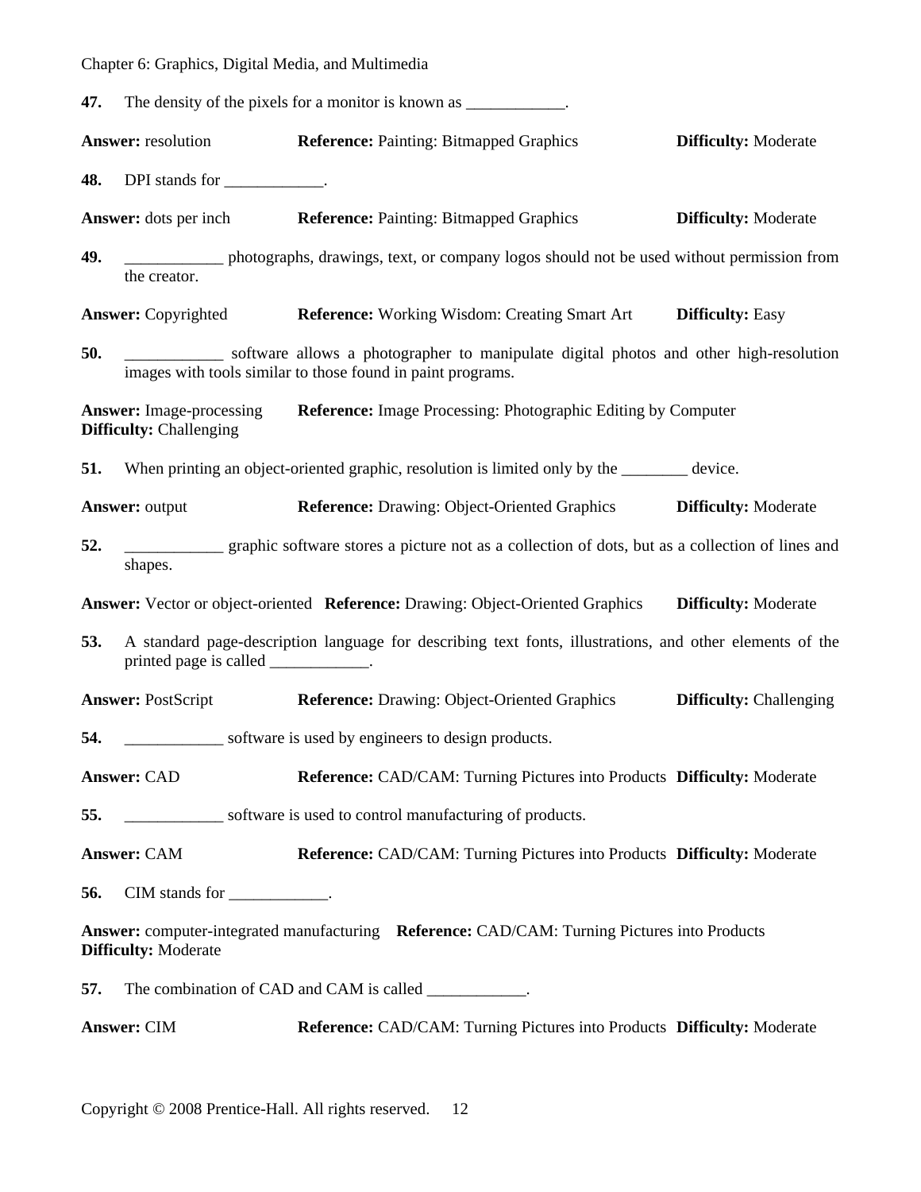**47.** The density of the pixels for a monitor is known as ____________.

**Answer:** resolution **Reference:** Painting: Bitmapped Graphics **Difficulty:** Moderate

**48.** DPI stands for ____________.

**Answer:** dots per inch **Reference:** Painting: Bitmapped Graphics **Difficulty:** Moderate

**49.** ____________ photographs, drawings, text, or company logos should not be used without permission from the creator.

**Answer:** Copyrighted **Reference:** Working Wisdom: Creating Smart Art **Difficulty:** Easy

**50.** ____________ software allows a photographer to manipulate digital photos and other high-resolution images with tools similar to those found in paint programs.

**Answer:** Image-processing **Reference:** Image Processing: Photographic Editing by Computer **Difficulty:** Challenging

**51.** When printing an object-oriented graphic, resolution is limited only by the ________ device.

**Answer:** output **Reference:** Drawing: Object-Oriented Graphics **Difficulty:** Moderate

**52.** ____________ graphic software stores a picture not as a collection of dots, but as a collection of lines and shapes.

**Answer:** Vector or object-oriented **Reference:** Drawing: Object-Oriented Graphics **Difficulty:** Moderate

**53.** A standard page-description language for describing text fonts, illustrations, and other elements of the printed page is called ____________.

**Answer:** PostScript **Reference:** Drawing: Object-Oriented Graphics **Difficulty:** Challenging

**54.** ____________ software is used by engineers to design products.

**Answer:** CAD **Reference:** CAD/CAM: Turning Pictures into Products **Difficulty:** Moderate

**55.** ____________ software is used to control manufacturing of products.

**Answer:** CAM **Reference:** CAD/CAM: Turning Pictures into Products **Difficulty:** Moderate

**56.** CIM stands for ____________.

**Answer:** computer-integrated manufacturing **Reference:** CAD/CAM: Turning Pictures into Products **Difficulty:** Moderate

**57.** The combination of CAD and CAM is called ____________.

**Answer:** CIM **Reference:** CAD/CAM: Turning Pictures into Products **Difficulty:** Moderate

Copyright © 2008 Prentice-Hall. All rights reserved.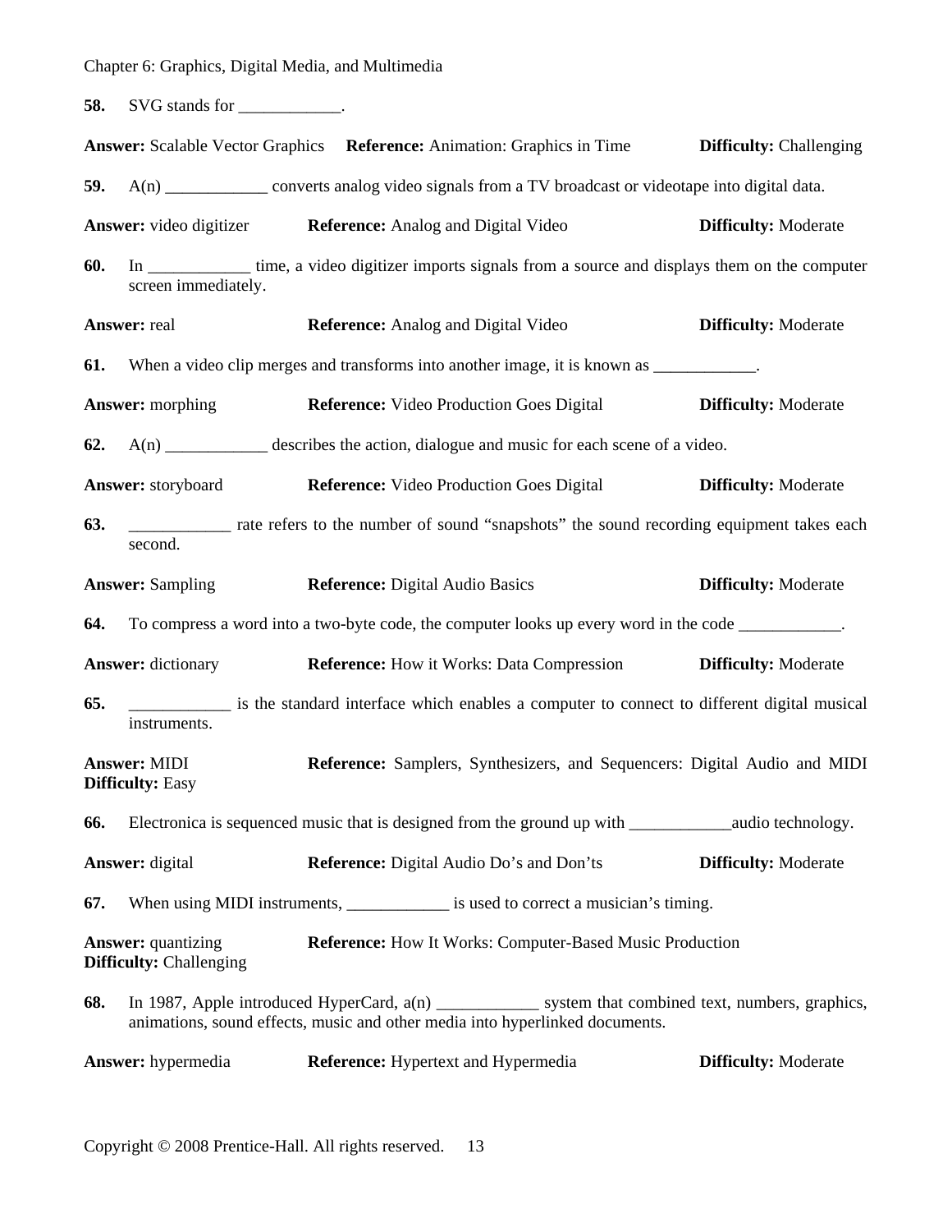**58.** SVG stands for ____________.

**Answer:** Scalable Vector Graphics **Reference:** Animation: Graphics in Time **Difficulty:** Challenging

**59.** A(n) ____________ converts analog video signals from a TV broadcast or videotape into digital data.

**Answer:** video digitizer **Reference:** Analog and Digital Video **Difficulty:** Moderate

**60.** In ____________ time, a video digitizer imports signals from a source and displays them on the computer screen immediately.

**Answer:** real **Reference:** Analog and Digital Video **Difficulty:** Moderate

**61.** When a video clip merges and transforms into another image, it is known as ____________.

**Answer:** morphing **Reference:** Video Production Goes Digital **Difficulty:** Moderate

**62.** A(n) ____________ describes the action, dialogue and music for each scene of a video.

**Answer:** storyboard **Reference:** Video Production Goes Digital **Difficulty:** Moderate

**63.** ____________ rate refers to the number of sound "snapshots" the sound recording equipment takes each second.

**Answer:** Sampling **Reference:** Digital Audio Basics **Difficulty:** Moderate

**64.** To compress a word into a two-byte code, the computer looks up every word in the code ____________.

**Answer:** dictionary **Reference:** How it Works: Data Compression **Difficulty:** Moderate

**65.** ____________ is the standard interface which enables a computer to connect to different digital musical instruments.

**Answer:** MIDI **Reference:** Samplers, Synthesizers, and Sequencers: Digital Audio and MIDI **Difficulty:** Easy

**66.** Electronica is sequenced music that is designed from the ground up with ____________audio technology.

**Answer:** digital **Reference:** Digital Audio Do's and Don'ts **Difficulty:** Moderate

**67.** When using MIDI instruments, ____________ is used to correct a musician's timing.

**Answer:** quantizing **Reference:** How It Works: Computer-Based Music Production **Difficulty:** Challenging

**68.** In 1987, Apple introduced HyperCard, a(n) ____________ system that combined text, numbers, graphics, animations, sound effects, music and other media into hyperlinked documents.

**Answer:** hypermedia **Reference:** Hypertext and Hypermedia **Difficulty:** Moderate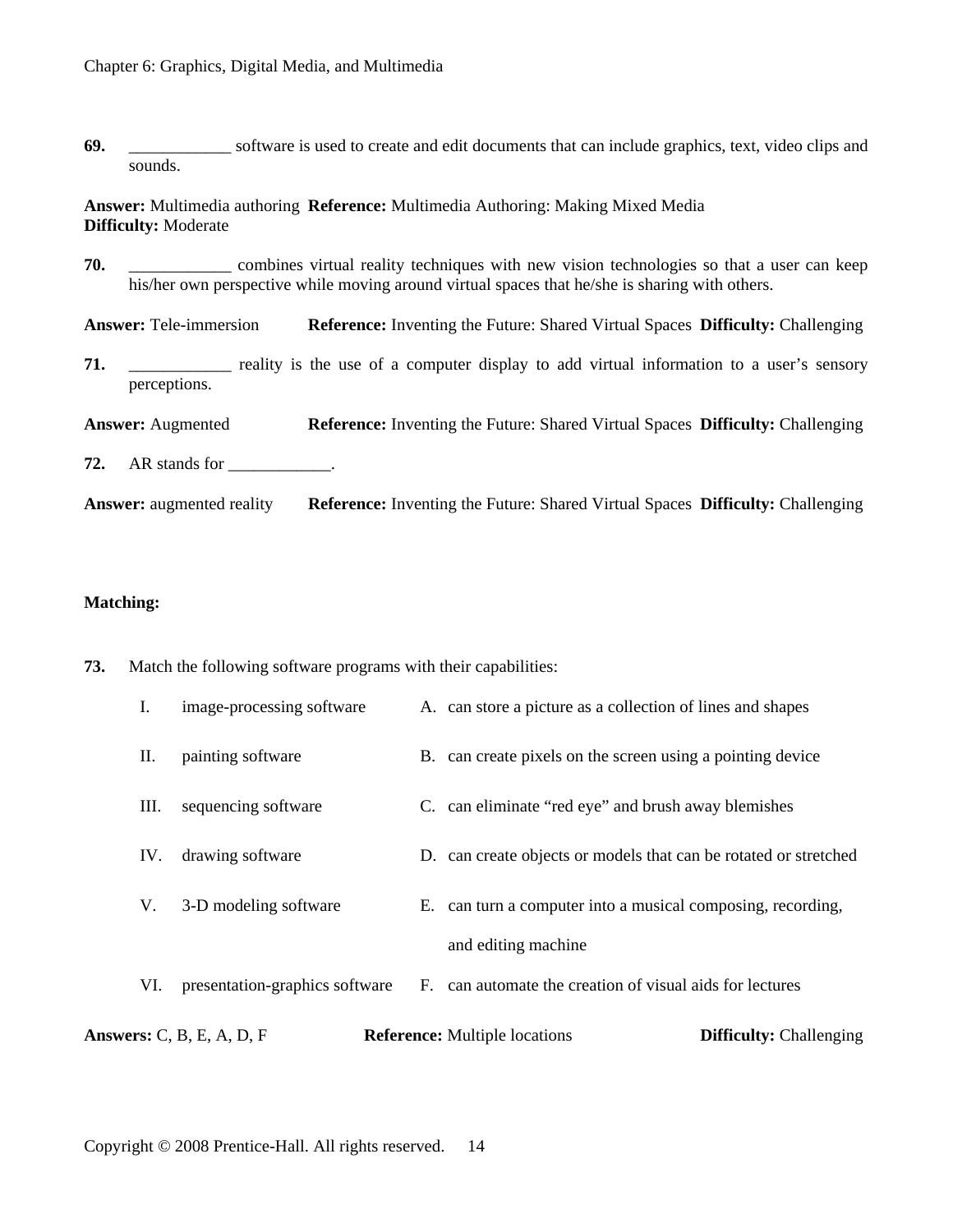**69.** ____________ software is used to create and edit documents that can include graphics, text, video clips and sounds.

**Answer:** Multimedia authoring **Reference:** Multimedia Authoring: Making Mixed Media **Difficulty:** Moderate

**70.** ____________ combines virtual reality techniques with new vision technologies so that a user can keep his/her own perspective while moving around virtual spaces that he/she is sharing with others.

**Answer:** Tele-immersion **Reference:** Inventing the Future: Shared Virtual Spaces **Difficulty:** Challenging

**71.** ____________ reality is the use of a computer display to add virtual information to a user's sensory perceptions.

**Answer:** Augmented **Reference:** Inventing the Future: Shared Virtual Spaces **Difficulty:** Challenging

**72.** AR stands for ____________.

**Answer:** augmented reality **Reference:** Inventing the Future: Shared Virtual Spaces **Difficulty:** Challenging

**Matching:**

**73.** Match the following software programs with their capabilities:

| | | | |
|---|---|---|---|
| I. | image-processing software | A. | can store a picture as a collection of lines and shapes |
| II. | painting software | B. | can create pixels on the screen using a pointing device |
| III. | sequencing software | C. | can eliminate "red eye" and brush away blemishes |
| IV. | drawing software | D. | can create objects or models that can be rotated or stretched |
| V. | 3-D modeling software | E. | can turn a computer into a musical composing, recording, and editing machine |
| VI. | presentation-graphics software | F. | can automate the creation of visual aids for lectures |

**Answers:** C, B, E, A, D, F **Reference:** Multiple locations **Difficulty:** Challenging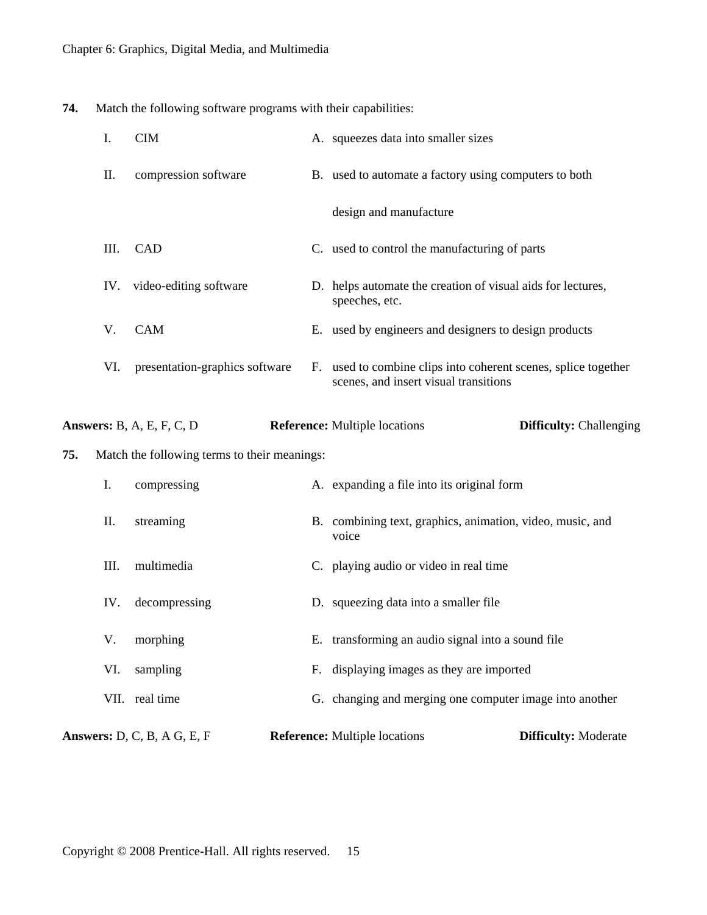**74.** Match the following software programs with their capabilities:

| | | | |
|---|---|---|---|
| I. | CIM | A. | squeezes data into smaller sizes |
| II. | compression software | B. | used to automate a factory using computers to both design and manufacture |
| III. | CAD | C. | used to control the manufacturing of parts |
| IV. | video-editing software | D. | helps automate the creation of visual aids for lectures, speeches, etc. |
| V. | CAM | E. | used by engineers and designers to design products |
| VI. | presentation-graphics software | F. | used to combine clips into coherent scenes, splice together scenes, and insert visual transitions |

**Answers:** B, A, E, F, C, D **Reference:** Multiple locations **Difficulty:** Challenging

**75.** Match the following terms to their meanings:

| | | | |
|---|---|---|---|
| I. | compressing | A. | expanding a file into its original form |
| II. | streaming | B. | combining text, graphics, animation, video, music, and voice |
| III. | multimedia | C. | playing audio or video in real time |
| IV. | decompressing | D. | squeezing data into a smaller file |
| V. | morphing | E. | transforming an audio signal into a sound file |
| VI. | sampling | F. | displaying images as they are imported |
| VII. | real time | G. | changing and merging one computer image into another |

**Answers:** D, C, B, A G, E, F **Reference:** Multiple locations **Difficulty:** Moderate